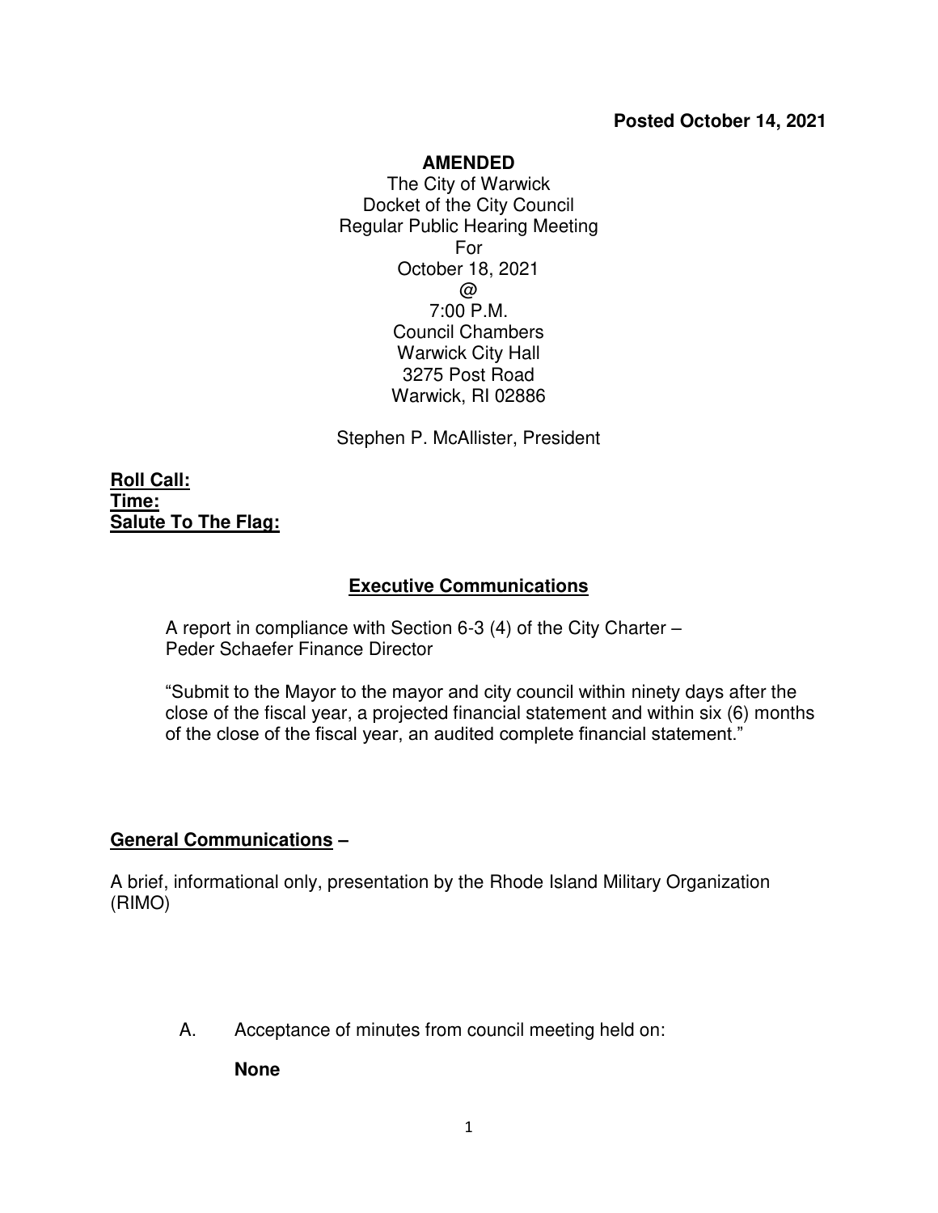**Posted October 14, 2021**

**AMENDED**

The City of Warwick
Docket of the City Council
Regular Public Hearing Meeting
For
October 18, 2021
@
7:00 P.M.
Council Chambers
Warwick City Hall
3275 Post Road
Warwick, RI 02886

Stephen P. McAllister, President

**Roll Call:**
**Time:**
**Salute To The Flag:**

## Executive Communications

A report in compliance with Section 6-3 (4) of the City Charter – Peder Schaefer Finance Director

"Submit to the Mayor to the mayor and city council within ninety days after the close of the fiscal year, a projected financial statement and within six (6) months of the close of the fiscal year, an audited complete financial statement."

**General Communications** –

A brief, informational only, presentation by the Rhode Island Military Organization (RIMO)

A. Acceptance of minutes from council meeting held on:

**None**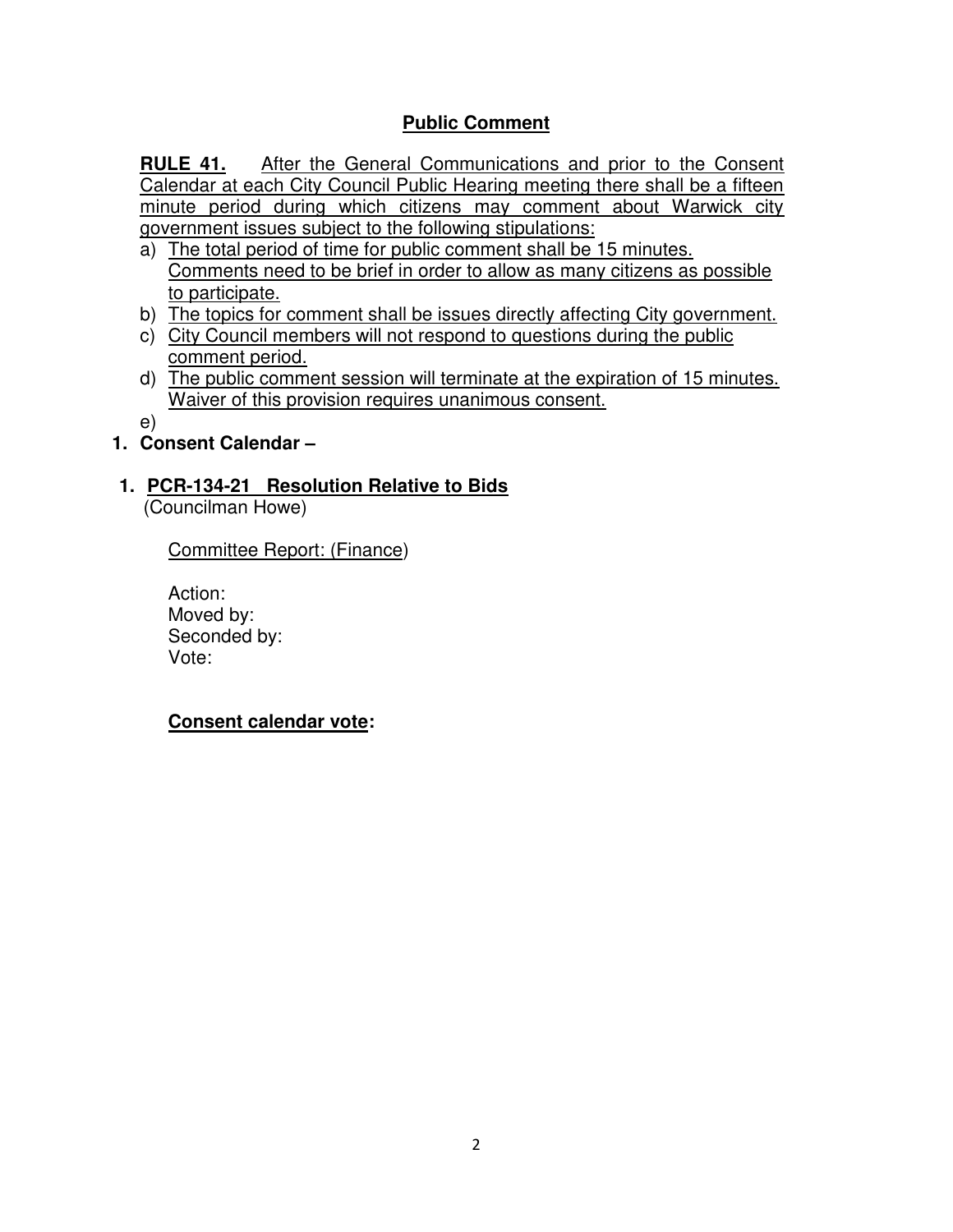## Public Comment

**RULE 41.** After the General Communications and prior to the Consent Calendar at each City Council Public Hearing meeting there shall be a fifteen minute period during which citizens may comment about Warwick city government issues subject to the following stipulations:

a) The total period of time for public comment shall be 15 minutes. Comments need to be brief in order to allow as many citizens as possible to participate.
b) The topics for comment shall be issues directly affecting City government.
c) City Council members will not respond to questions during the public comment period.
d) The public comment session will terminate at the expiration of 15 minutes. Waiver of this provision requires unanimous consent.
e)

**1. Consent Calendar –**

**1. PCR-134-21 Resolution Relative to Bids**
(Councilman Howe)

Committee Report: (Finance)

Action:
Moved by:
Seconded by:
Vote:

**Consent calendar vote:**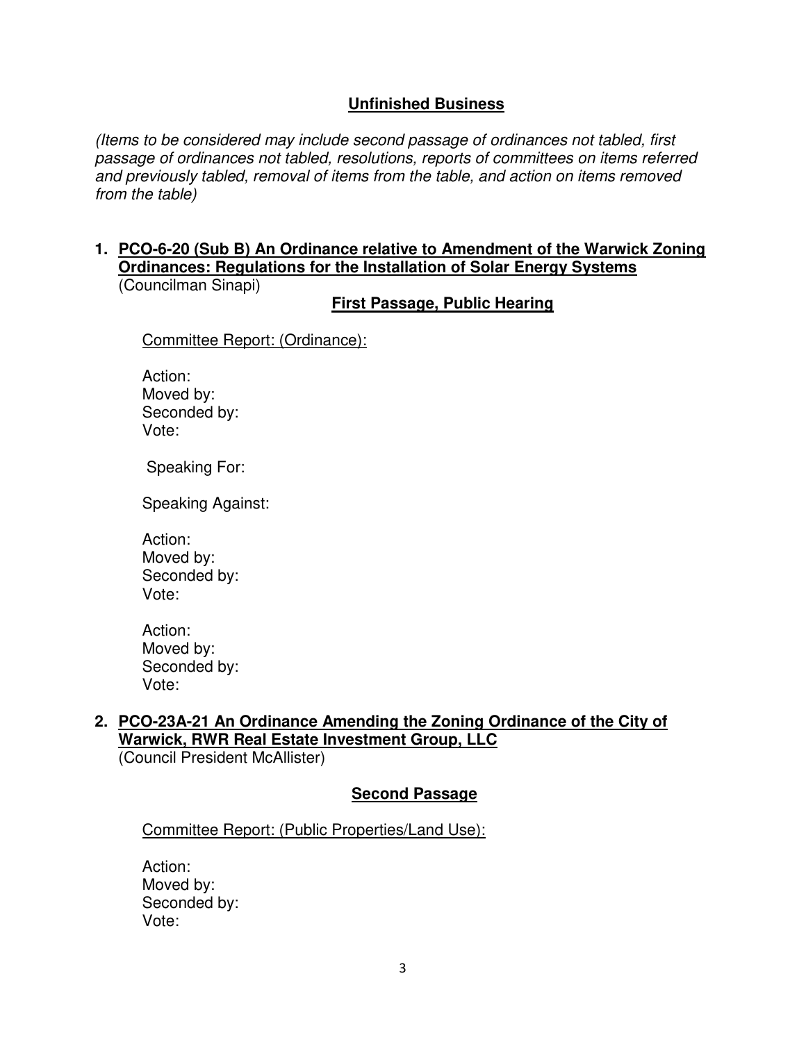## Unfinished Business

*(Items to be considered may include second passage of ordinances not tabled, first passage of ordinances not tabled, resolutions, reports of committees on items referred and previously tabled, removal of items from the table, and action on items removed from the table)*

**1. PCO-6-20 (Sub B) An Ordinance relative to Amendment of the Warwick Zoning Ordinances: Regulations for the Installation of Solar Energy Systems**
(Councilman Sinapi)

**First Passage, Public Hearing**

Committee Report: (Ordinance):

Action:
Moved by:
Seconded by:
Vote:

Speaking For:

Speaking Against:

Action:
Moved by:
Seconded by:
Vote:

Action:
Moved by:
Seconded by:
Vote:

**2. PCO-23A-21 An Ordinance Amending the Zoning Ordinance of the City of Warwick, RWR Real Estate Investment Group, LLC**
(Council President McAllister)

**Second Passage**

Committee Report: (Public Properties/Land Use):

Action:
Moved by:
Seconded by:
Vote: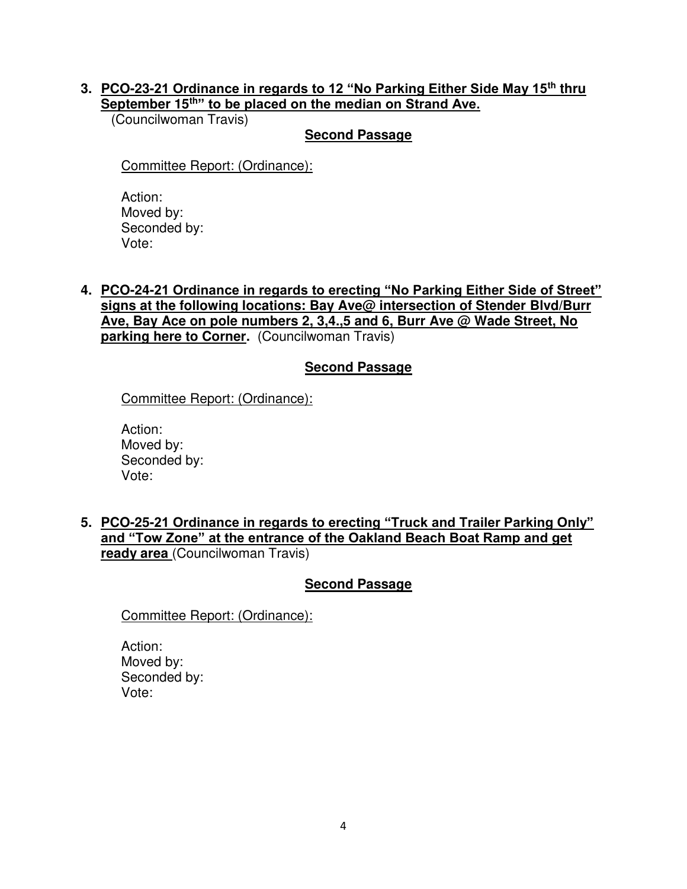3. **<u>PCO-23-21 Ordinance in regards to 12 "No Parking Either Side May 15th thru September 15th" to be placed on the median on Strand Ave.</u>**
 (Councilwoman Travis)

**<u>Second Passage</u>**

<u>Committee Report: (Ordinance):</u>

Action:
Moved by:
Seconded by:
Vote:

4. **<u>PCO-24-21 Ordinance in regards to erecting "No Parking Either Side of Street" signs at the following locations: Bay Ave@ intersection of Stender Blvd/Burr Ave, Bay Ace on pole numbers 2, 3,4.,5 and 6, Burr Ave @ Wade Street, No parking here to Corner.</u>** (Councilwoman Travis)

**<u>Second Passage</u>**

<u>Committee Report: (Ordinance):</u>

Action:
Moved by:
Seconded by:
Vote:

5. **<u>PCO-25-21 Ordinance in regards to erecting "Truck and Trailer Parking Only" and "Tow Zone" at the entrance of the Oakland Beach Boat Ramp and get ready area</u>** (Councilwoman Travis)

**<u>Second Passage</u>**

<u>Committee Report: (Ordinance):</u>

Action:
Moved by:
Seconded by:
Vote: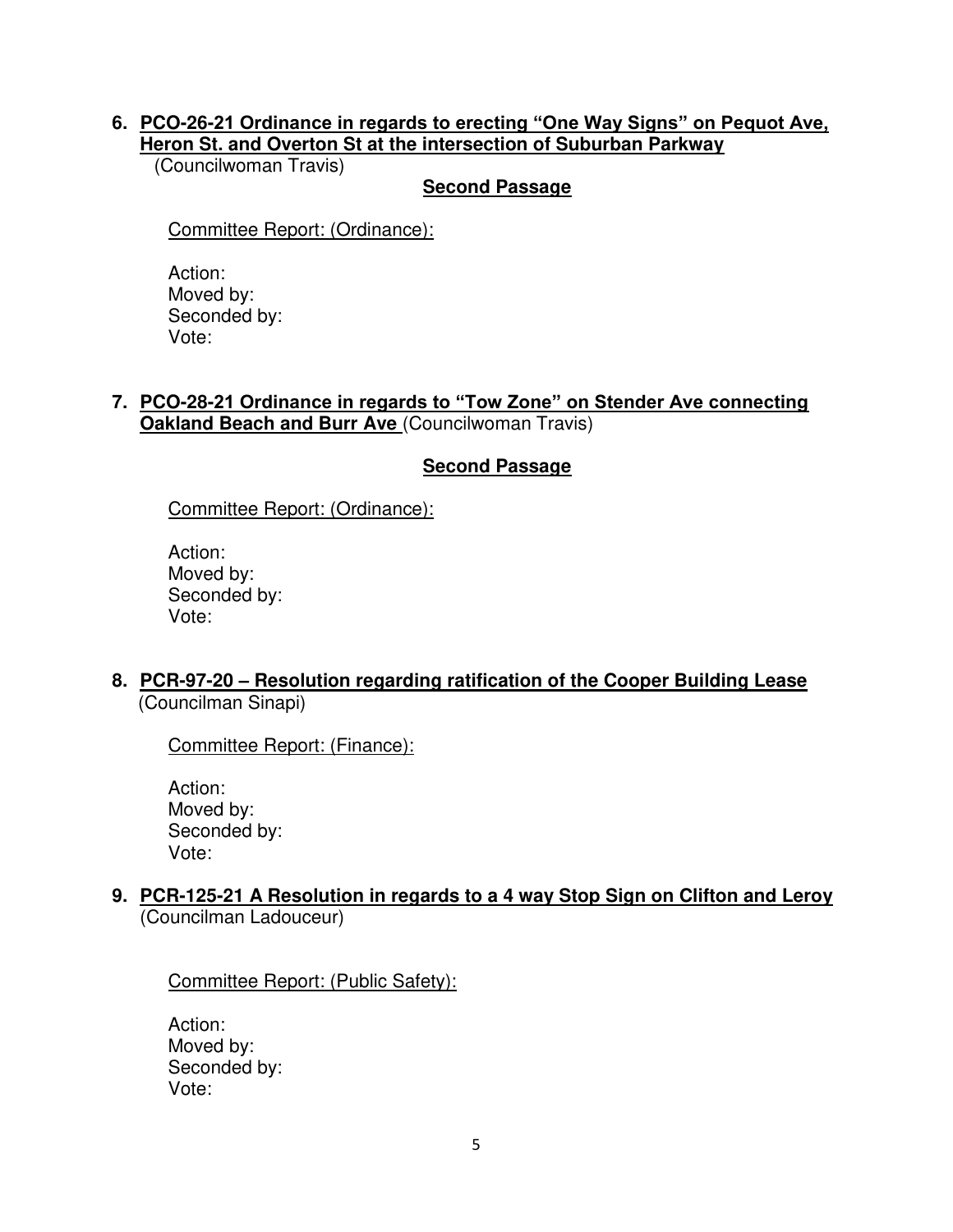6. **<u>PCO-26-21 Ordinance in regards to erecting "One Way Signs" on Pequot Ave, Heron St. and Overton St at the intersection of Suburban Parkway</u>**
   (Councilwoman Travis)

   **<u>Second Passage</u>**

   <u>Committee Report: (Ordinance):</u>

   Action:
   Moved by:
   Seconded by:
   Vote:

7. **<u>PCO-28-21 Ordinance in regards to "Tow Zone" on Stender Ave connecting Oakland Beach and Burr Ave</u>** (Councilwoman Travis)

   **<u>Second Passage</u>**

   <u>Committee Report: (Ordinance):</u>

   Action:
   Moved by:
   Seconded by:
   Vote:

8. **<u>PCR-97-20 – Resolution regarding ratification of the Cooper Building Lease</u>**
   (Councilman Sinapi)

   <u>Committee Report: (Finance):</u>

   Action:
   Moved by:
   Seconded by:
   Vote:

9. **<u>PCR-125-21 A Resolution in regards to a 4 way Stop Sign on Clifton and Leroy</u>**
   (Councilman Ladouceur)

   <u>Committee Report: (Public Safety):</u>

   Action:
   Moved by:
   Seconded by:
   Vote: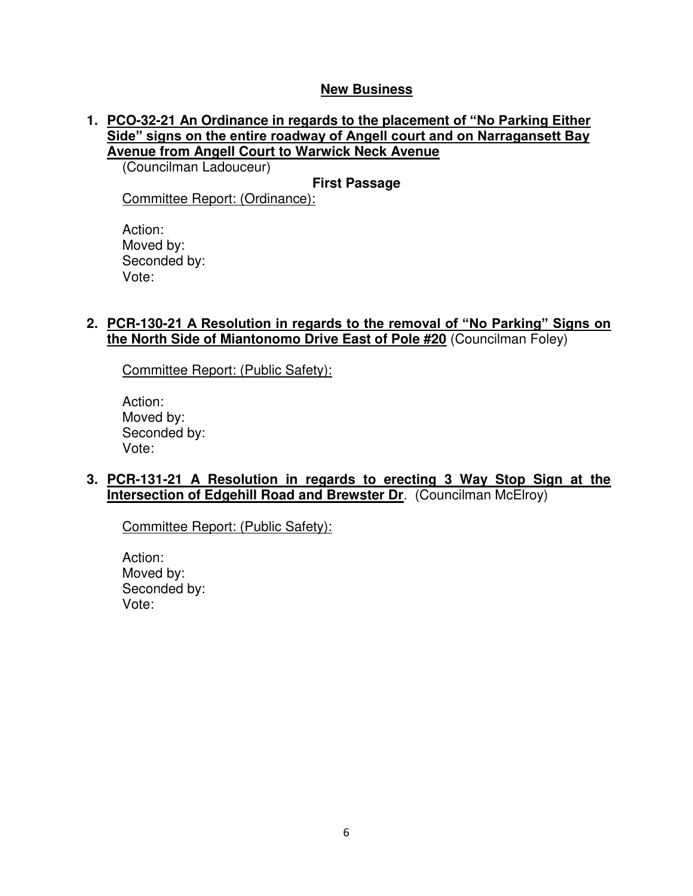## New Business

1. **PCO-32-21 An Ordinance in regards to the placement of "No Parking Either Side" signs on the entire roadway of Angell court and on Narragansett Bay Avenue from Angell Court to Warwick Neck Avenue**
   (Councilman Ladouceur)

   **First Passage**

   Committee Report: (Ordinance):

   Action:
   Moved by:
   Seconded by:
   Vote:

2. **PCR-130-21 A Resolution in regards to the removal of "No Parking" Signs on the North Side of Miantonomo Drive East of Pole #20** (Councilman Foley)

   Committee Report: (Public Safety):

   Action:
   Moved by:
   Seconded by:
   Vote:

3. **PCR-131-21 A Resolution in regards to erecting 3 Way Stop Sign at the Intersection of Edgehill Road and Brewster Dr**. (Councilman McElroy)

   Committee Report: (Public Safety):

   Action:
   Moved by:
   Seconded by:
   Vote: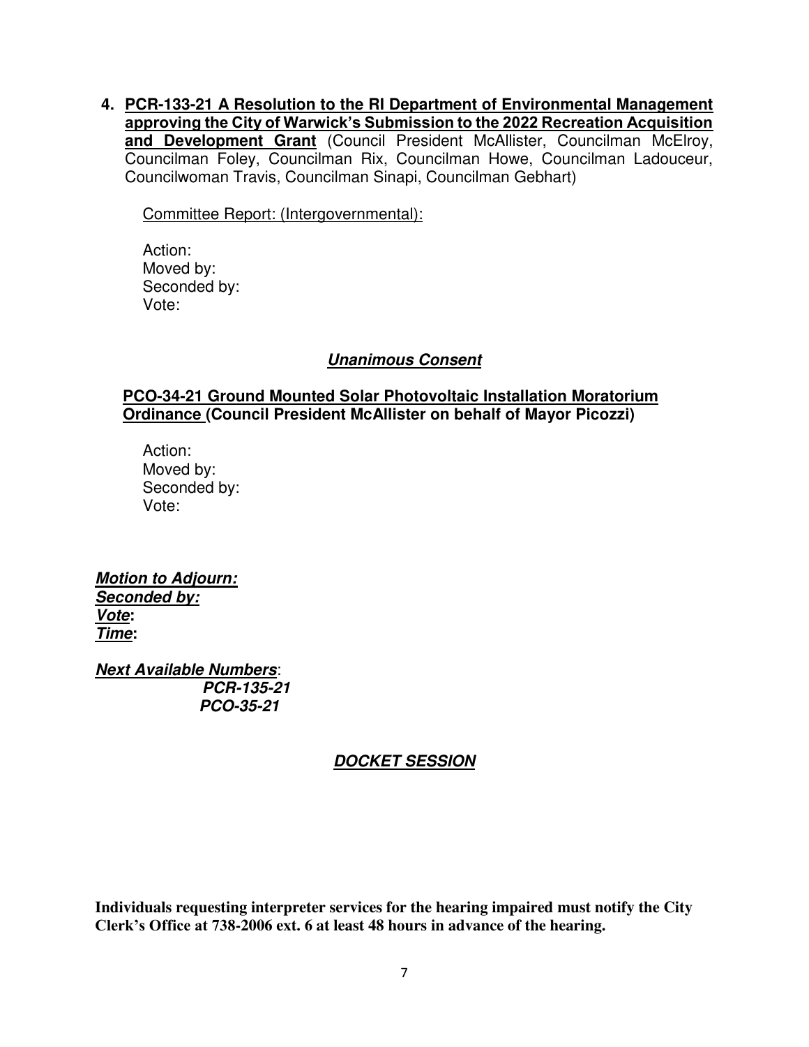4. **PCR-133-21 A Resolution to the RI Department of Environmental Management approving the City of Warwick's Submission to the 2022 Recreation Acquisition and Development Grant** (Council President McAllister, Councilman McElroy, Councilman Foley, Councilman Rix, Councilman Howe, Councilman Ladouceur, Councilwoman Travis, Councilman Sinapi, Councilman Gebhart)

   Committee Report: (Intergovernmental):

   Action:
   Moved by:
   Seconded by:
   Vote:

***Unanimous Consent***

**PCO-34-21 Ground Mounted Solar Photovoltaic Installation Moratorium Ordinance (Council President McAllister on behalf of Mayor Picozzi)**

Action:
Moved by:
Seconded by:
Vote:

***Motion to Adjourn:***
***Seconded by:***
***Vote*:**
***Time*:**

***Next Available Numbers***:
***PCR-135-21***
***PCO-35-21***

***DOCKET SESSION***

**Individuals requesting interpreter services for the hearing impaired must notify the City Clerk's Office at 738-2006 ext. 6 at least 48 hours in advance of the hearing.**